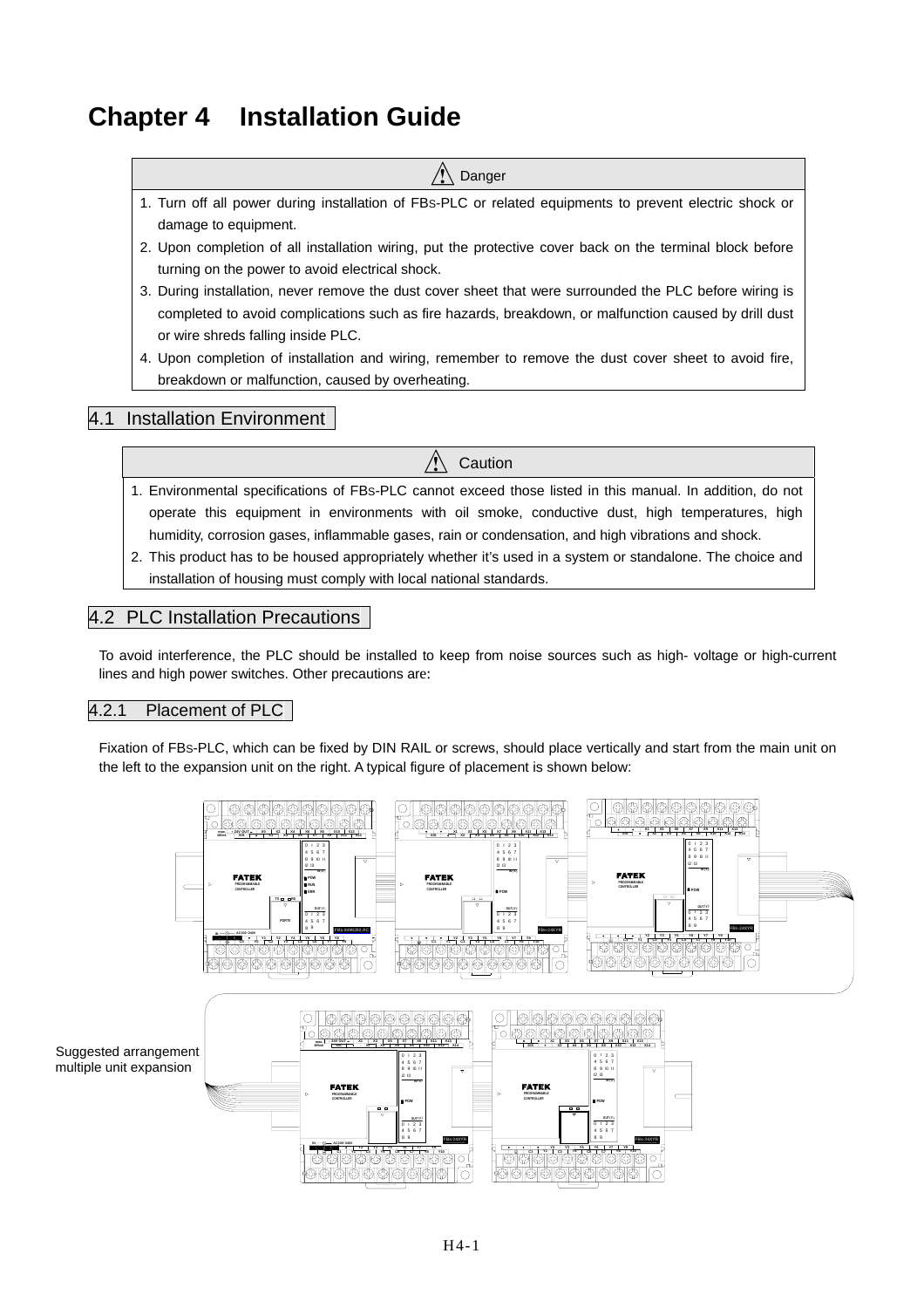# Chapter 4 Installation Guide

| ⚠ Danger |
|---|
| 1. Turn off all power during installation of FBs-PLC or related equipments to prevent electric shock or damage to equipment.<br>2. Upon completion of all installation wiring, put the protective cover back on the terminal block before turning on the power to avoid electrical shock.<br>3. During installation, never remove the dust cover sheet that were surrounded the PLC before wiring is completed to avoid complications such as fire hazards, breakdown, or malfunction caused by drill dust or wire shreds falling inside PLC.<br>4. Upon completion of installation and wiring, remember to remove the dust cover sheet to avoid fire, breakdown or malfunction, caused by overheating. |

## 4.1 Installation Environment

| ⚠ Caution |
|---|
| 1. Environmental specifications of FBs-PLC cannot exceed those listed in this manual. In addition, do not operate this equipment in environments with oil smoke, conductive dust, high temperatures, high humidity, corrosion gases, inflammable gases, rain or condensation, and high vibrations and shock.<br>2. This product has to be housed appropriately whether it's used in a system or standalone. The choice and installation of housing must comply with local national standards. |

## 4.2 PLC Installation Precautions

To avoid interference, the PLC should be installed to keep from noise sources such as high- voltage or high-current lines and high power switches. Other precautions are:

### 4.2.1 Placement of PLC

Fixation of FBs-PLC, which can be fixed by DIN RAIL or screws, should place vertically and start from the main unit on the left to the expansion unit on the right. A typical figure of placement is shown below:

Suggested arrangement multiple unit expansion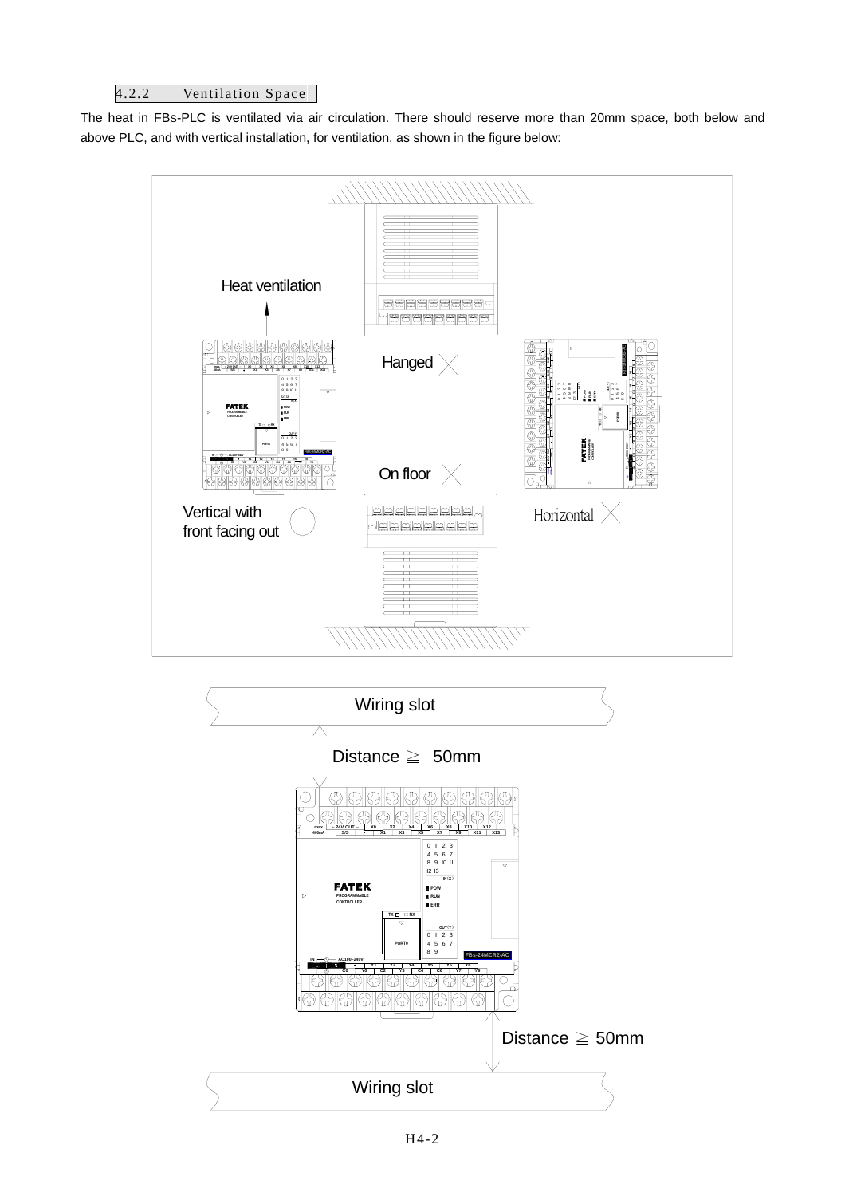### 4.2.2 Ventilation Space

The heat in FBs-PLC is ventilated via air circulation. There should reserve more than 20mm space, both below and above PLC, and with vertical installation, for ventilation. as shown in the figure below:

Heat ventilation

Vertical with front facing out ◯

Hanged ✕

On floor ✕

Horizontal ✕

Wiring slot

Distance ≧ 50mm

Distance ≧ 50mm

Wiring slot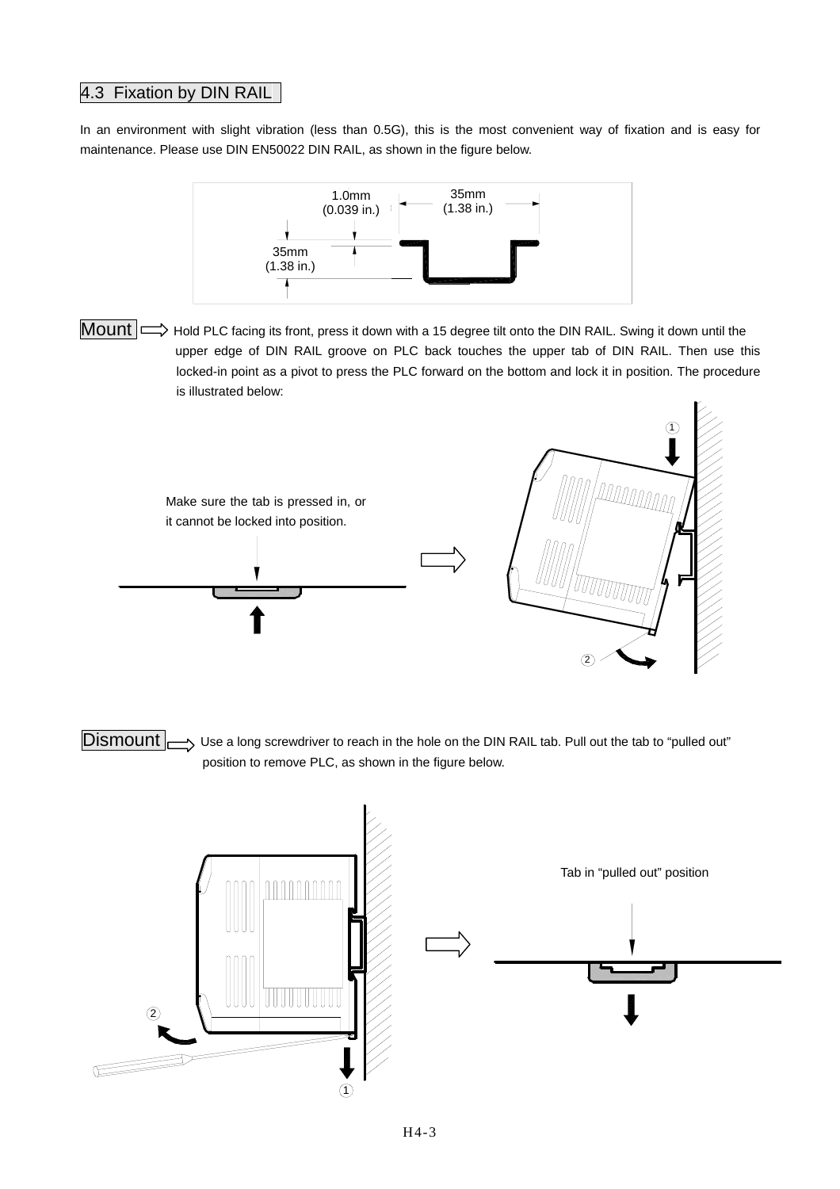## 4.3 Fixation by DIN RAIL

In an environment with slight vibration (less than 0.5G), this is the most convenient way of fixation and is easy for maintenance. Please use DIN EN50022 DIN RAIL, as shown in the figure below.

1.0mm (0.039 in.)

35mm (1.38 in.)

35mm (1.38 in.)

**Mount** ⇨ Hold PLC facing its front, press it down with a 15 degree tilt onto the DIN RAIL. Swing it down until the upper edge of DIN RAIL groove on PLC back touches the upper tab of DIN RAIL. Then use this locked-in point as a pivot to press the PLC forward on the bottom and lock it in position. The procedure is illustrated below:

Make sure the tab is pressed in, or it cannot be locked into position.

①

②

**Dismount** ⇨ Use a long screwdriver to reach in the hole on the DIN RAIL tab. Pull out the tab to "pulled out" position to remove PLC, as shown in the figure below.

②

①

Tab in "pulled out" position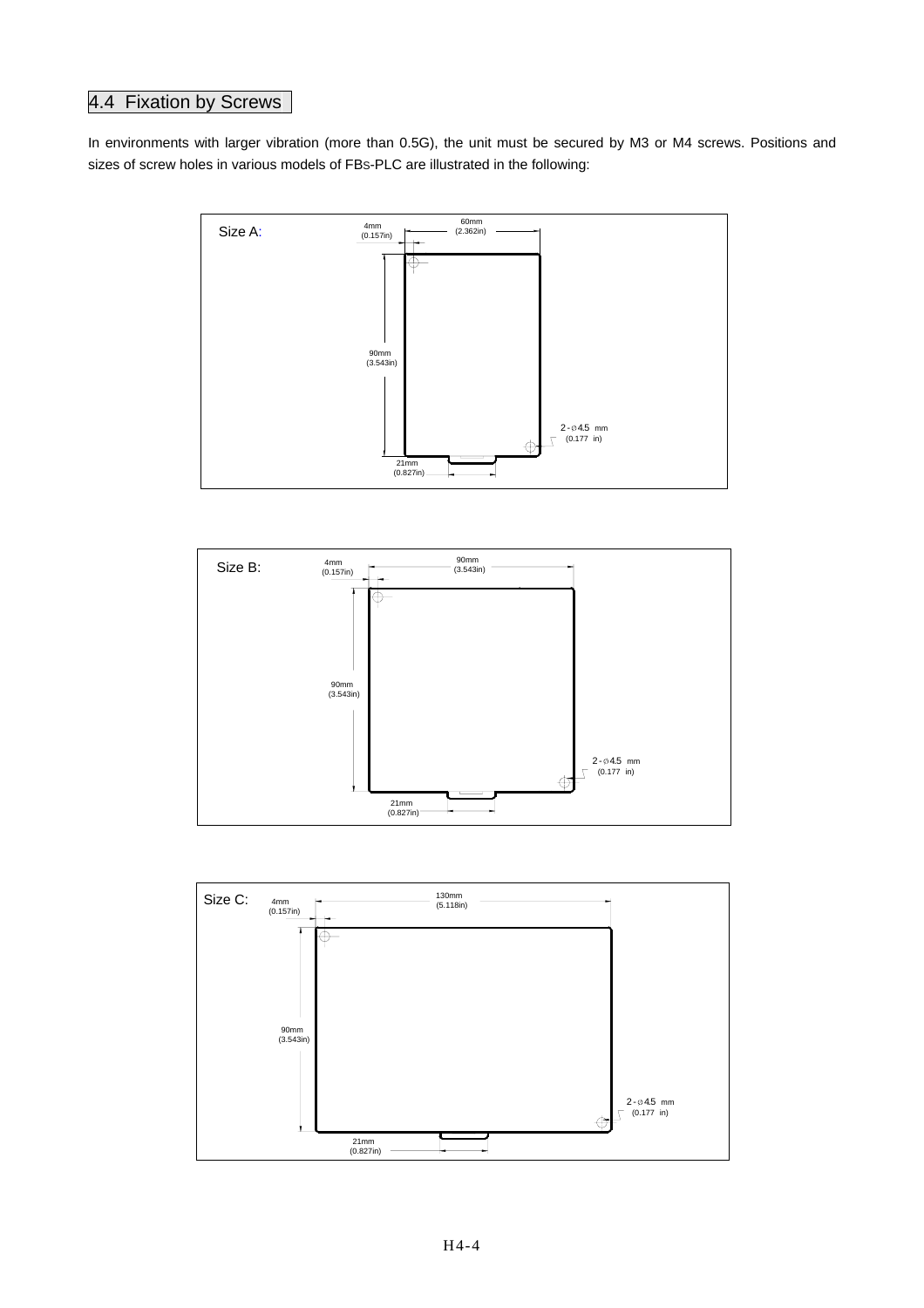## 4.4 Fixation by Screws

In environments with larger vibration (more than 0.5G), the unit must be secured by M3 or M4 screws. Positions and sizes of screw holes in various models of FBS-PLC are illustrated in the following:

Size A:

4mm (0.157in)
60mm (2.362in)
90mm (3.543in)
2-ø4.5 mm (0.177 in)
21mm (0.827in)

Size B:

4mm (0.157in)
90mm (3.543in)
90mm (3.543in)
2-ø4.5 mm (0.177 in)
21mm (0.827in)

Size C:

4mm (0.157in)
130mm (5.118in)
90mm (3.543in)
2-ø4.5 mm (0.177 in)
21mm (0.827in)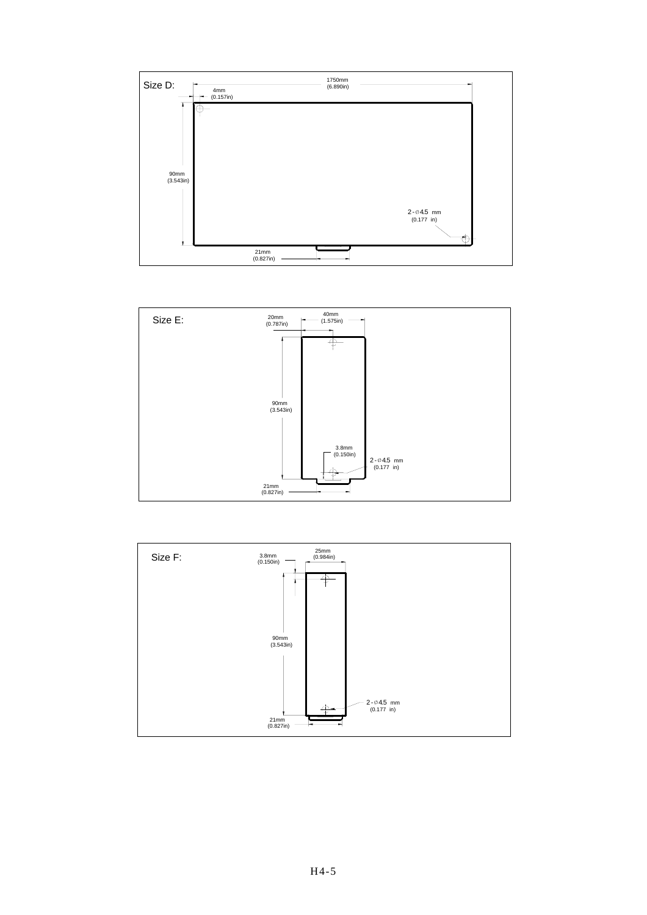Size D:

1750mm (6.890in)

4mm (0.157in)

90mm (3.543in)

2-∅4.5 mm (0.177 in)

21mm (0.827in)

Size E:

20mm (0.787in)

40mm (1.575in)

90mm (3.543in)

3.8mm (0.150in)

2-∅4.5 mm (0.177 in)

21mm (0.827in)

Size F:

3.8mm (0.150in)

25mm (0.984in)

90mm (3.543in)

2-∅4.5 mm (0.177 in)

21mm (0.827in)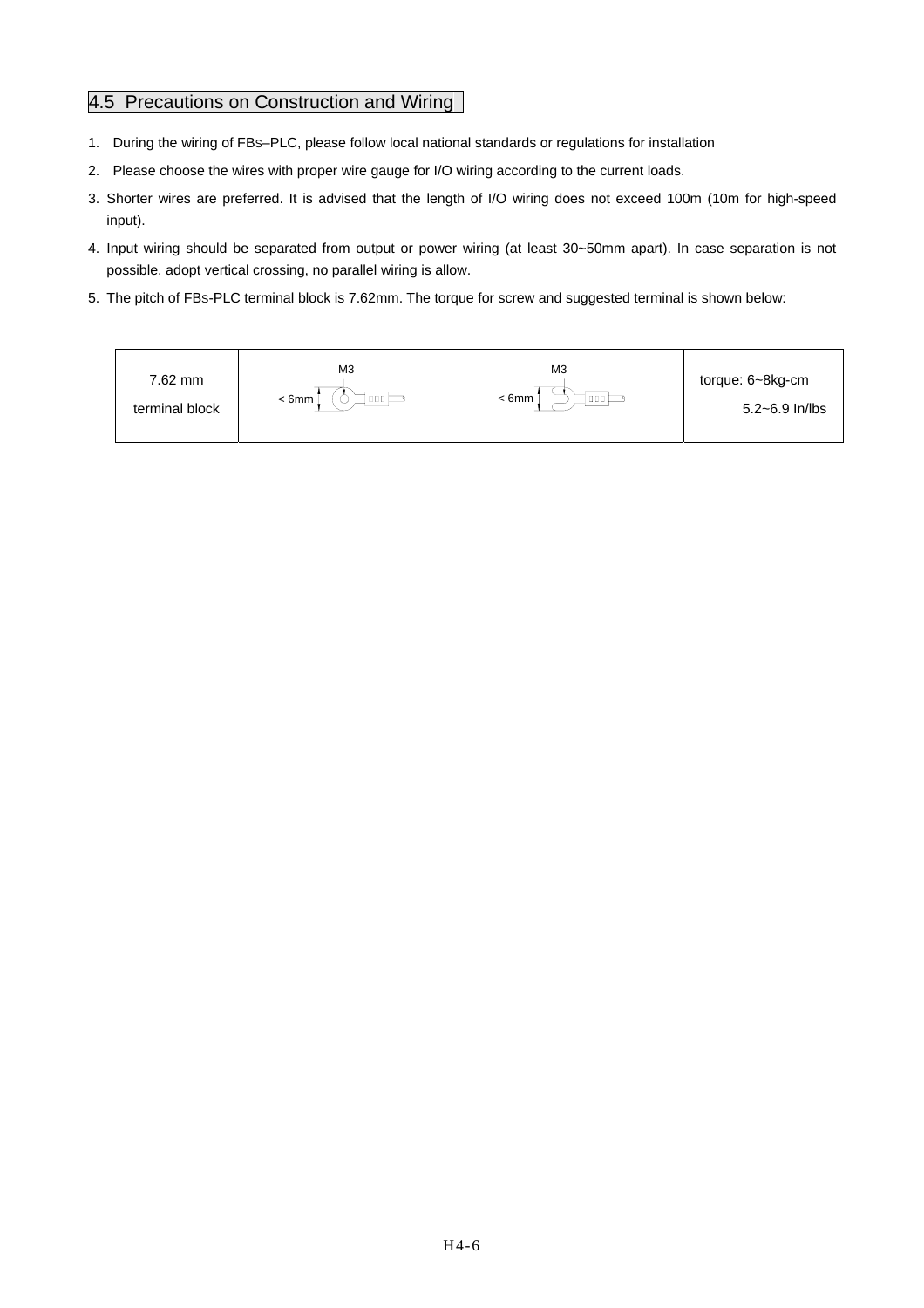## 4.5 Precautions on Construction and Wiring

1. During the wiring of FBS–PLC, please follow local national standards or regulations for installation
2. Please choose the wires with proper wire gauge for I/O wiring according to the current loads.
3. Shorter wires are preferred. It is advised that the length of I/O wiring does not exceed 100m (10m for high-speed input).
4. Input wiring should be separated from output or power wiring (at least 30~50mm apart). In case separation is not possible, adopt vertical crossing, no parallel wiring is allow.
5. The pitch of FBS-PLC terminal block is 7.62mm. The torque for screw and suggested terminal is shown below:

| | | |
|---|---|---|
| 7.62 mm terminal block | M3 < 6mm M3 < 6mm | torque: 6~8kg-cm 5.2~6.9 In/lbs |